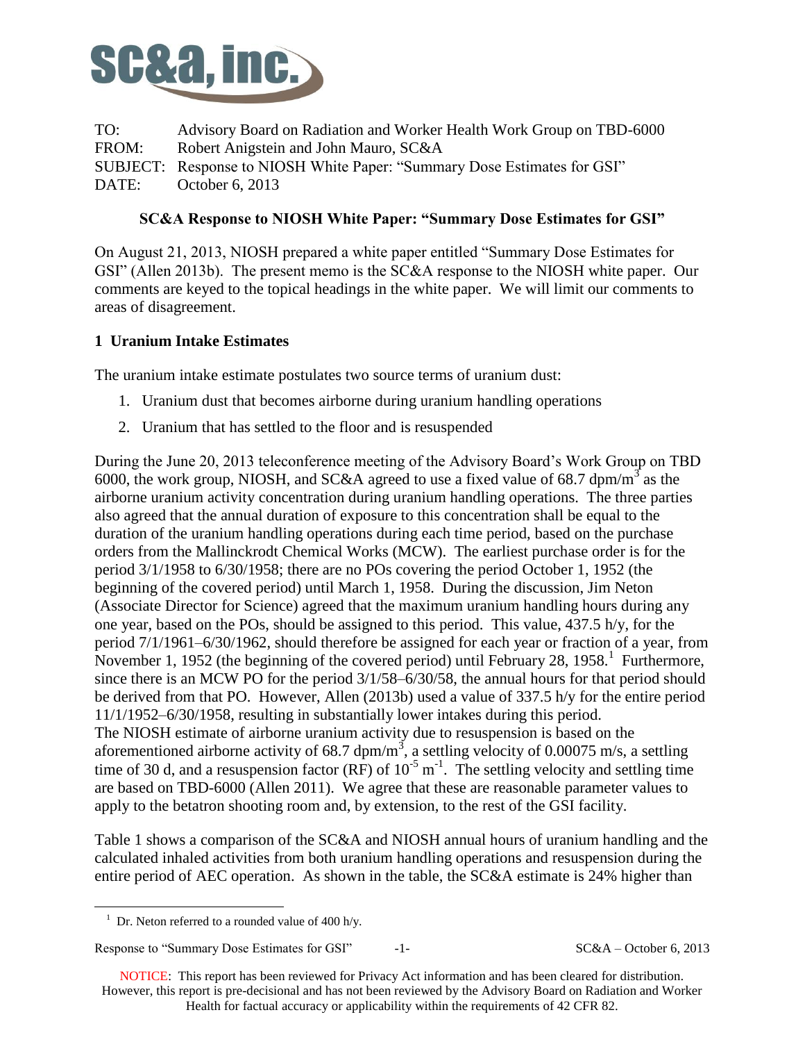TO: Advisory Board on Radiation and Worker Health Work Group on TBD-6000
FROM: Robert Anigstein and John Mauro, SC&A
SUBJECT: Response to NIOSH White Paper: "Summary Dose Estimates for GSI"
DATE: October 6, 2013

**SC&A Response to NIOSH White Paper: "Summary Dose Estimates for GSI"**

On August 21, 2013, NIOSH prepared a white paper entitled "Summary Dose Estimates for GSI" (Allen 2013b). The present memo is the SC&A response to the NIOSH white paper. Our comments are keyed to the topical headings in the white paper. We will limit our comments to areas of disagreement.

## 1 Uranium Intake Estimates

The uranium intake estimate postulates two source terms of uranium dust:

1. Uranium dust that becomes airborne during uranium handling operations
2. Uranium that has settled to the floor and is resuspended

During the June 20, 2013 teleconference meeting of the Advisory Board's Work Group on TBD 6000, the work group, NIOSH, and SC&A agreed to use a fixed value of 68.7 dpm/m$^3$ as the airborne uranium activity concentration during uranium handling operations. The three parties also agreed that the annual duration of exposure to this concentration shall be equal to the duration of the uranium handling operations during each time period, based on the purchase orders from the Mallinckrodt Chemical Works (MCW). The earliest purchase order is for the period 3/1/1958 to 6/30/1958; there are no POs covering the period October 1, 1952 (the beginning of the covered period) until March 1, 1958. During the discussion, Jim Neton (Associate Director for Science) agreed that the maximum uranium handling hours during any one year, based on the POs, should be assigned to this period. This value, 437.5 h/y, for the period 7/1/1961–6/30/1962, should therefore be assigned for each year or fraction of a year, from November 1, 1952 (the beginning of the covered period) until February 28, 1958.[1] Furthermore, since there is an MCW PO for the period 3/1/58–6/30/58, the annual hours for that period should be derived from that PO. However, Allen (2013b) used a value of 337.5 h/y for the entire period 11/1/1952–6/30/1958, resulting in substantially lower intakes during this period.
The NIOSH estimate of airborne uranium activity due to resuspension is based on the aforementioned airborne activity of 68.7 dpm/m$^3$, a settling velocity of 0.00075 m/s, a settling time of 30 d, and a resuspension factor (RF) of $10^{-5}$ m$^{-1}$. The settling velocity and settling time are based on TBD-6000 (Allen 2011). We agree that these are reasonable parameter values to apply to the betatron shooting room and, by extension, to the rest of the GSI facility.

Table 1 shows a comparison of the SC&A and NIOSH annual hours of uranium handling and the calculated inhaled activities from both uranium handling operations and resuspension during the entire period of AEC operation. As shown in the table, the SC&A estimate is 24% higher than

[1] Dr. Neton referred to a rounded value of 400 h/y.

NOTICE: This report has been reviewed for Privacy Act information and has been cleared for distribution. However, this report is pre-decisional and has not been reviewed by the Advisory Board on Radiation and Worker Health for factual accuracy or applicability within the requirements of 42 CFR 82.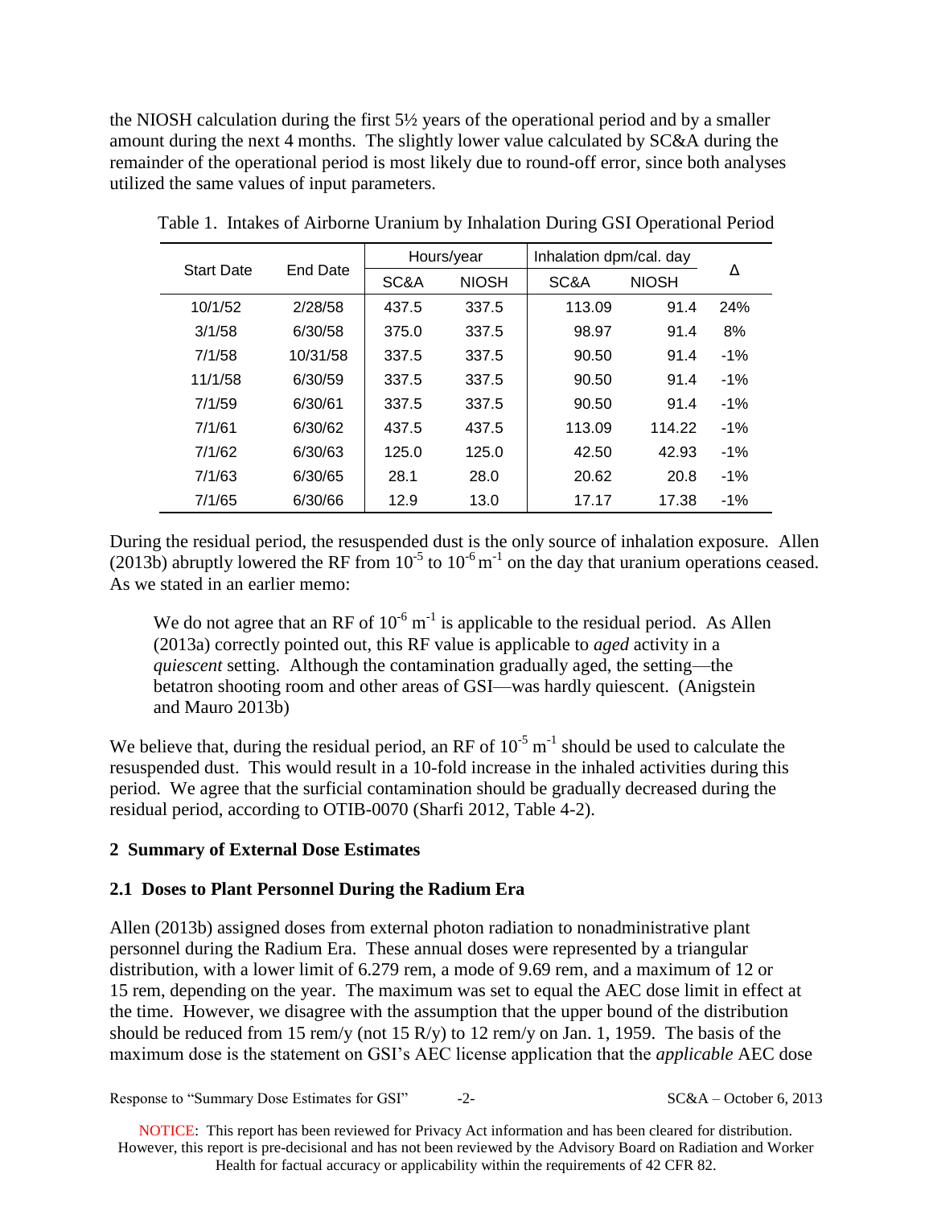the NIOSH calculation during the first 5½ years of the operational period and by a smaller amount during the next 4 months. The slightly lower value calculated by SC&A during the remainder of the operational period is most likely due to round-off error, since both analyses utilized the same values of input parameters.

Table 1. Intakes of Airborne Uranium by Inhalation During GSI Operational Period

| Start Date | End Date | Hours/year | | Inhalation dpm/cal. day | | Δ |
|---|---|---|---|---|---|---|
| | | SC&A | NIOSH | SC&A | NIOSH | |
| 10/1/52 | 2/28/58 | 437.5 | 337.5 | 113.09 | 91.4 | 24% |
| 3/1/58 | 6/30/58 | 375.0 | 337.5 | 98.97 | 91.4 | 8% |
| 7/1/58 | 10/31/58 | 337.5 | 337.5 | 90.50 | 91.4 | -1% |
| 11/1/58 | 6/30/59 | 337.5 | 337.5 | 90.50 | 91.4 | -1% |
| 7/1/59 | 6/30/61 | 337.5 | 337.5 | 90.50 | 91.4 | -1% |
| 7/1/61 | 6/30/62 | 437.5 | 437.5 | 113.09 | 114.22 | -1% |
| 7/1/62 | 6/30/63 | 125.0 | 125.0 | 42.50 | 42.93 | -1% |
| 7/1/63 | 6/30/65 | 28.1 | 28.0 | 20.62 | 20.8 | -1% |
| 7/1/65 | 6/30/66 | 12.9 | 13.0 | 17.17 | 17.38 | -1% |

During the residual period, the resuspended dust is the only source of inhalation exposure. Allen (2013b) abruptly lowered the RF from $10^{-5}$ to $10^{-6}$ $m^{-1}$ on the day that uranium operations ceased. As we stated in an earlier memo:

> We do not agree that an RF of $10^{-6}$ $m^{-1}$ is applicable to the residual period. As Allen (2013a) correctly pointed out, this RF value is applicable to *aged* activity in a *quiescent* setting. Although the contamination gradually aged, the setting—the betatron shooting room and other areas of GSI—was hardly quiescent. (Anigstein and Mauro 2013b)

We believe that, during the residual period, an RF of $10^{-5}$ $m^{-1}$ should be used to calculate the resuspended dust. This would result in a 10-fold increase in the inhaled activities during this period. We agree that the surficial contamination should be gradually decreased during the residual period, according to OTIB-0070 (Sharfi 2012, Table 4-2).

## 2 Summary of External Dose Estimates

### 2.1 Doses to Plant Personnel During the Radium Era

Allen (2013b) assigned doses from external photon radiation to nonadministrative plant personnel during the Radium Era. These annual doses were represented by a triangular distribution, with a lower limit of 6.279 rem, a mode of 9.69 rem, and a maximum of 12 or 15 rem, depending on the year. The maximum was set to equal the AEC dose limit in effect at the time. However, we disagree with the assumption that the upper bound of the distribution should be reduced from 15 rem/y (not 15 R/y) to 12 rem/y on Jan. 1, 1959. The basis of the maximum dose is the statement on GSI's AEC license application that the *applicable* AEC dose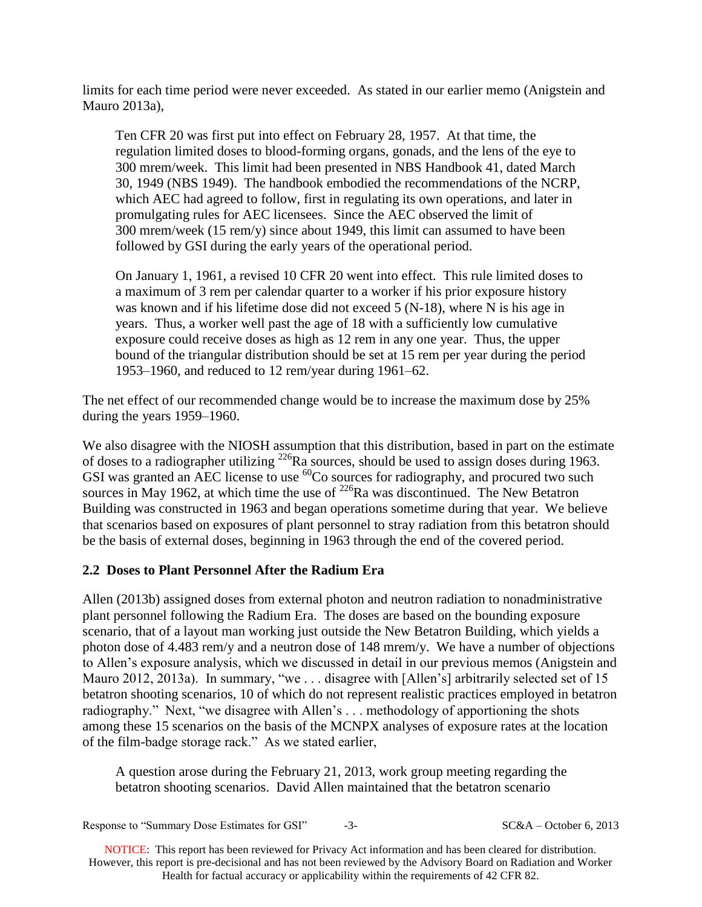limits for each time period were never exceeded. As stated in our earlier memo (Anigstein and Mauro 2013a),

> Ten CFR 20 was first put into effect on February 28, 1957. At that time, the regulation limited doses to blood-forming organs, gonads, and the lens of the eye to 300 mrem/week. This limit had been presented in NBS Handbook 41, dated March 30, 1949 (NBS 1949). The handbook embodied the recommendations of the NCRP, which AEC had agreed to follow, first in regulating its own operations, and later in promulgating rules for AEC licensees. Since the AEC observed the limit of 300 mrem/week (15 rem/y) since about 1949, this limit can assumed to have been followed by GSI during the early years of the operational period.
>
> On January 1, 1961, a revised 10 CFR 20 went into effect. This rule limited doses to a maximum of 3 rem per calendar quarter to a worker if his prior exposure history was known and if his lifetime dose did not exceed 5 (N-18), where N is his age in years. Thus, a worker well past the age of 18 with a sufficiently low cumulative exposure could receive doses as high as 12 rem in any one year. Thus, the upper bound of the triangular distribution should be set at 15 rem per year during the period 1953–1960, and reduced to 12 rem/year during 1961–62.

The net effect of our recommended change would be to increase the maximum dose by 25% during the years 1959–1960.

We also disagree with the NIOSH assumption that this distribution, based in part on the estimate of doses to a radiographer utilizing $^{226}$Ra sources, should be used to assign doses during 1963. GSI was granted an AEC license to use $^{60}$Co sources for radiography, and procured two such sources in May 1962, at which time the use of $^{226}$Ra was discontinued. The New Betatron Building was constructed in 1963 and began operations sometime during that year. We believe that scenarios based on exposures of plant personnel to stray radiation from this betatron should be the basis of external doses, beginning in 1963 through the end of the covered period.

## 2.2 Doses to Plant Personnel After the Radium Era

Allen (2013b) assigned doses from external photon and neutron radiation to nonadministrative plant personnel following the Radium Era. The doses are based on the bounding exposure scenario, that of a layout man working just outside the New Betatron Building, which yields a photon dose of 4.483 rem/y and a neutron dose of 148 mrem/y. We have a number of objections to Allen's exposure analysis, which we discussed in detail in our previous memos (Anigstein and Mauro 2012, 2013a). In summary, "we . . . disagree with [Allen's] arbitrarily selected set of 15 betatron shooting scenarios, 10 of which do not represent realistic practices employed in betatron radiography." Next, "we disagree with Allen's . . . methodology of apportioning the shots among these 15 scenarios on the basis of the MCNPX analyses of exposure rates at the location of the film-badge storage rack." As we stated earlier,

> A question arose during the February 21, 2013, work group meeting regarding the betatron shooting scenarios. David Allen maintained that the betatron scenario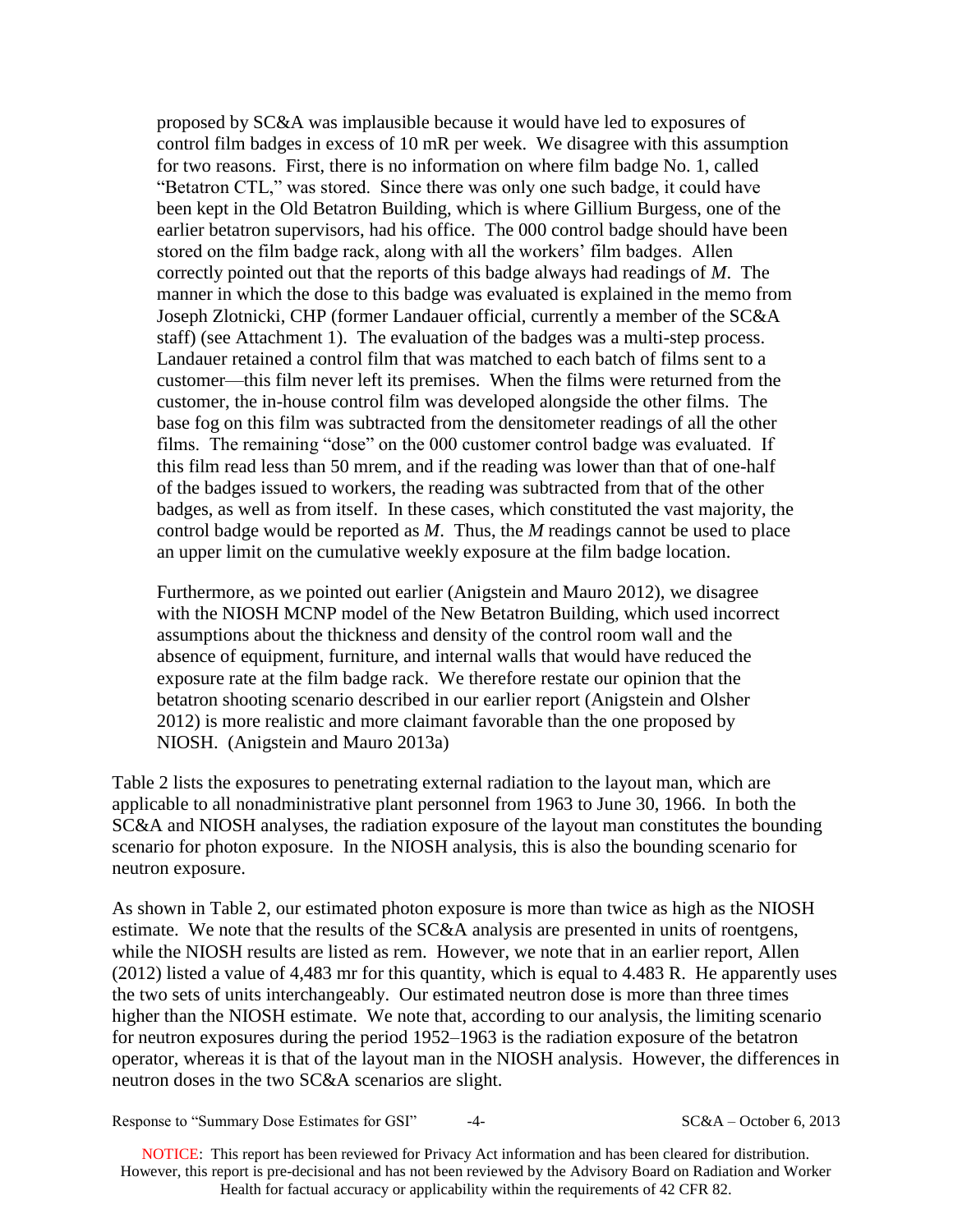> proposed by SC&A was implausible because it would have led to exposures of control film badges in excess of 10 mR per week. We disagree with this assumption for two reasons. First, there is no information on where film badge No. 1, called "Betatron CTL," was stored. Since there was only one such badge, it could have been kept in the Old Betatron Building, which is where Gillium Burgess, one of the earlier betatron supervisors, had his office. The 000 control badge should have been stored on the film badge rack, along with all the workers' film badges. Allen correctly pointed out that the reports of this badge always had readings of *M*. The manner in which the dose to this badge was evaluated is explained in the memo from Joseph Zlotnicki, CHP (former Landauer official, currently a member of the SC&A staff) (see Attachment 1). The evaluation of the badges was a multi-step process. Landauer retained a control film that was matched to each batch of films sent to a customer—this film never left its premises. When the films were returned from the customer, the in-house control film was developed alongside the other films. The base fog on this film was subtracted from the densitometer readings of all the other films. The remaining "dose" on the 000 customer control badge was evaluated. If this film read less than 50 mrem, and if the reading was lower than that of one-half of the badges issued to workers, the reading was subtracted from that of the other badges, as well as from itself. In these cases, which constituted the vast majority, the control badge would be reported as *M*. Thus, the *M* readings cannot be used to place an upper limit on the cumulative weekly exposure at the film badge location.
>
> Furthermore, as we pointed out earlier (Anigstein and Mauro 2012), we disagree with the NIOSH MCNP model of the New Betatron Building, which used incorrect assumptions about the thickness and density of the control room wall and the absence of equipment, furniture, and internal walls that would have reduced the exposure rate at the film badge rack. We therefore restate our opinion that the betatron shooting scenario described in our earlier report (Anigstein and Olsher 2012) is more realistic and more claimant favorable than the one proposed by NIOSH. (Anigstein and Mauro 2013a)

Table 2 lists the exposures to penetrating external radiation to the layout man, which are applicable to all nonadministrative plant personnel from 1963 to June 30, 1966. In both the SC&A and NIOSH analyses, the radiation exposure of the layout man constitutes the bounding scenario for photon exposure. In the NIOSH analysis, this is also the bounding scenario for neutron exposure.

As shown in Table 2, our estimated photon exposure is more than twice as high as the NIOSH estimate. We note that the results of the SC&A analysis are presented in units of roentgens, while the NIOSH results are listed as rem. However, we note that in an earlier report, Allen (2012) listed a value of 4,483 mr for this quantity, which is equal to 4.483 R. He apparently uses the two sets of units interchangeably. Our estimated neutron dose is more than three times higher than the NIOSH estimate. We note that, according to our analysis, the limiting scenario for neutron exposures during the period 1952–1963 is the radiation exposure of the betatron operator, whereas it is that of the layout man in the NIOSH analysis. However, the differences in neutron doses in the two SC&A scenarios are slight.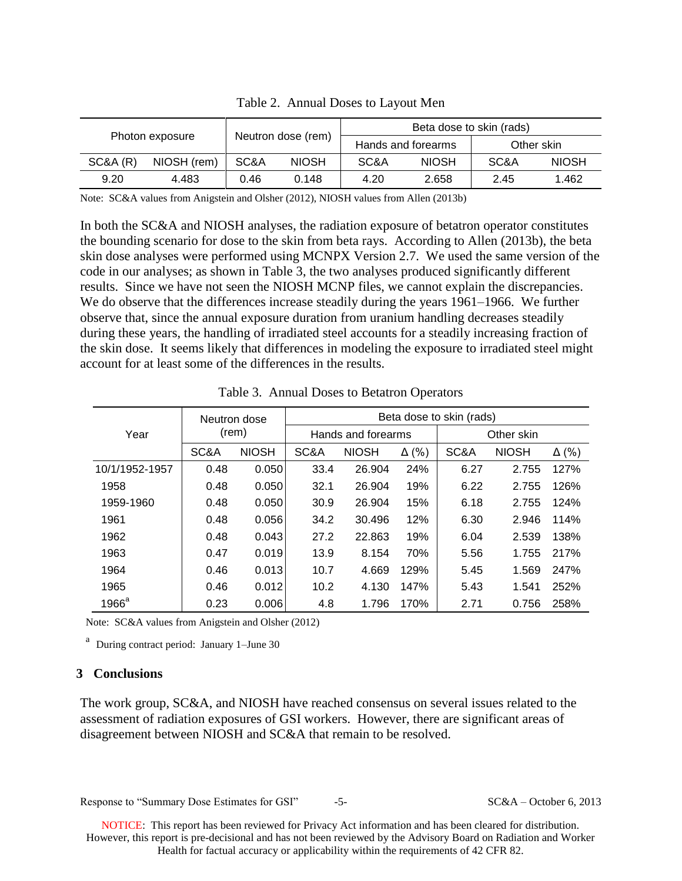Table 2. Annual Doses to Layout Men

| Photon exposure | | Neutron dose (rem) | | Beta dose to skin (rads) | | | |
|---|---|---|---|---|---|---|---|
| | | | | Hands and forearms | | Other skin | |
| SC&A (R) | NIOSH (rem) | SC&A | NIOSH | SC&A | NIOSH | SC&A | NIOSH |
| 9.20 | 4.483 | 0.46 | 0.148 | 4.20 | 2.658 | 2.45 | 1.462 |

Note: SC&A values from Anigstein and Olsher (2012), NIOSH values from Allen (2013b)

In both the SC&A and NIOSH analyses, the radiation exposure of betatron operator constitutes the bounding scenario for dose to the skin from beta rays. According to Allen (2013b), the beta skin dose analyses were performed using MCNPX Version 2.7. We used the same version of the code in our analyses; as shown in Table 3, the two analyses produced significantly different results. Since we have not seen the NIOSH MCNP files, we cannot explain the discrepancies. We do observe that the differences increase steadily during the years 1961–1966. We further observe that, since the annual exposure duration from uranium handling decreases steadily during these years, the handling of irradiated steel accounts for a steadily increasing fraction of the skin dose. It seems likely that differences in modeling the exposure to irradiated steel might account for at least some of the differences in the results.

Table 3. Annual Doses to Betatron Operators

| Year | Neutron dose (rem) | | Beta dose to skin (rads) | | | | | |
|---|---|---|---|---|---|---|---|---|
| | | | Hands and forearms | | | Other skin | | |
| | SC&A | NIOSH | SC&A | NIOSH | Δ (%) | SC&A | NIOSH | Δ (%) |
| 10/1/1952-1957 | 0.48 | 0.050 | 33.4 | 26.904 | 24% | 6.27 | 2.755 | 127% |
| 1958 | 0.48 | 0.050 | 32.1 | 26.904 | 19% | 6.22 | 2.755 | 126% |
| 1959-1960 | 0.48 | 0.050 | 30.9 | 26.904 | 15% | 6.18 | 2.755 | 124% |
| 1961 | 0.48 | 0.056 | 34.2 | 30.496 | 12% | 6.30 | 2.946 | 114% |
| 1962 | 0.48 | 0.043 | 27.2 | 22.863 | 19% | 6.04 | 2.539 | 138% |
| 1963 | 0.47 | 0.019 | 13.9 | 8.154 | 70% | 5.56 | 1.755 | 217% |
| 1964 | 0.46 | 0.013 | 10.7 | 4.669 | 129% | 5.45 | 1.569 | 247% |
| 1965 | 0.46 | 0.012 | 10.2 | 4.130 | 147% | 5.43 | 1.541 | 252% |
| 1966[a] | 0.23 | 0.006 | 4.8 | 1.796 | 170% | 2.71 | 0.756 | 258% |

Note: SC&A values from Anigstein and Olsher (2012)

[a] During contract period: January 1–June 30

## 3 Conclusions

The work group, SC&A, and NIOSH have reached consensus on several issues related to the assessment of radiation exposures of GSI workers. However, there are significant areas of disagreement between NIOSH and SC&A that remain to be resolved.

NOTICE: This report has been reviewed for Privacy Act information and has been cleared for distribution. However, this report is pre-decisional and has not been reviewed by the Advisory Board on Radiation and Worker Health for factual accuracy or applicability within the requirements of 42 CFR 82.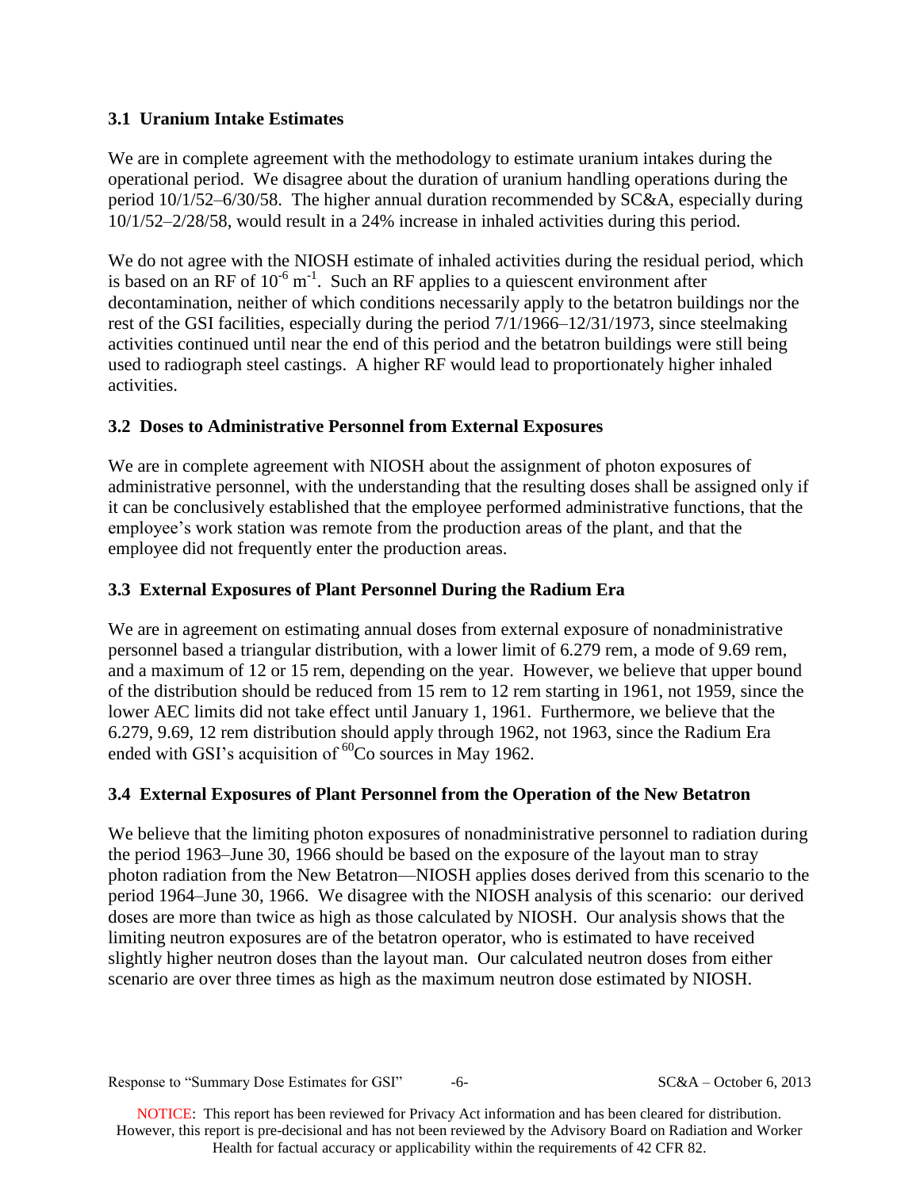### 3.1 Uranium Intake Estimates

We are in complete agreement with the methodology to estimate uranium intakes during the operational period. We disagree about the duration of uranium handling operations during the period 10/1/52–6/30/58. The higher annual duration recommended by SC&A, especially during 10/1/52–2/28/58, would result in a 24% increase in inhaled activities during this period.

We do not agree with the NIOSH estimate of inhaled activities during the residual period, which is based on an RF of $10^{-6}$ $m^{-1}$. Such an RF applies to a quiescent environment after decontamination, neither of which conditions necessarily apply to the betatron buildings nor the rest of the GSI facilities, especially during the period 7/1/1966–12/31/1973, since steelmaking activities continued until near the end of this period and the betatron buildings were still being used to radiograph steel castings. A higher RF would lead to proportionately higher inhaled activities.

### 3.2 Doses to Administrative Personnel from External Exposures

We are in complete agreement with NIOSH about the assignment of photon exposures of administrative personnel, with the understanding that the resulting doses shall be assigned only if it can be conclusively established that the employee performed administrative functions, that the employee's work station was remote from the production areas of the plant, and that the employee did not frequently enter the production areas.

### 3.3 External Exposures of Plant Personnel During the Radium Era

We are in agreement on estimating annual doses from external exposure of nonadministrative personnel based a triangular distribution, with a lower limit of 6.279 rem, a mode of 9.69 rem, and a maximum of 12 or 15 rem, depending on the year. However, we believe that upper bound of the distribution should be reduced from 15 rem to 12 rem starting in 1961, not 1959, since the lower AEC limits did not take effect until January 1, 1961. Furthermore, we believe that the 6.279, 9.69, 12 rem distribution should apply through 1962, not 1963, since the Radium Era ended with GSI's acquisition of $^{60}Co$ sources in May 1962.

### 3.4 External Exposures of Plant Personnel from the Operation of the New Betatron

We believe that the limiting photon exposures of nonadministrative personnel to radiation during the period 1963–June 30, 1966 should be based on the exposure of the layout man to stray photon radiation from the New Betatron—NIOSH applies doses derived from this scenario to the period 1964–June 30, 1966. We disagree with the NIOSH analysis of this scenario: our derived doses are more than twice as high as those calculated by NIOSH. Our analysis shows that the limiting neutron exposures are of the betatron operator, who is estimated to have received slightly higher neutron doses than the layout man. Our calculated neutron doses from either scenario are over three times as high as the maximum neutron dose estimated by NIOSH.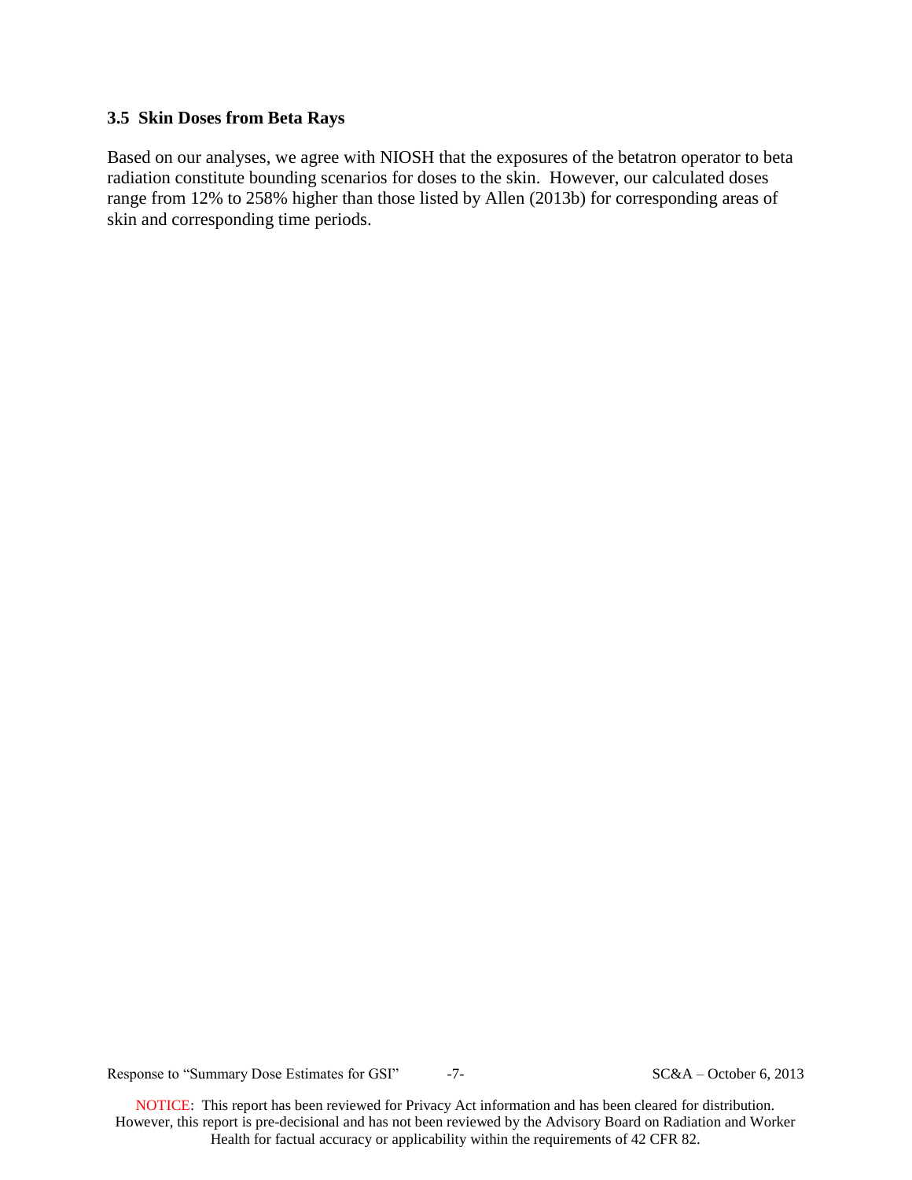### 3.5 Skin Doses from Beta Rays

Based on our analyses, we agree with NIOSH that the exposures of the betatron operator to beta radiation constitute bounding scenarios for doses to the skin. However, our calculated doses range from 12% to 258% higher than those listed by Allen (2013b) for corresponding areas of skin and corresponding time periods.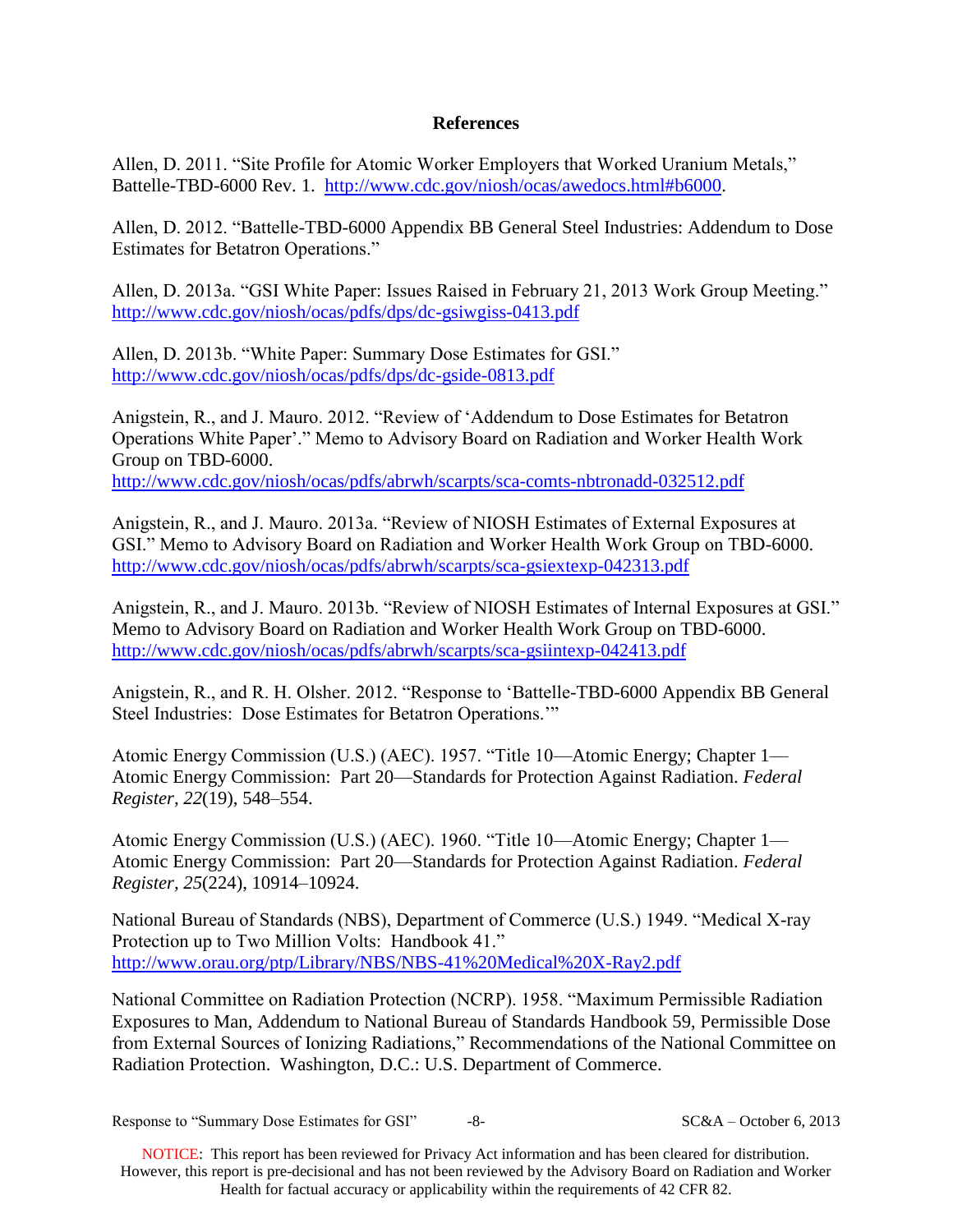## References

Allen, D. 2011. "Site Profile for Atomic Worker Employers that Worked Uranium Metals," Battelle-TBD-6000 Rev. 1. http://www.cdc.gov/niosh/ocas/awedocs.html#b6000.

Allen, D. 2012. "Battelle-TBD-6000 Appendix BB General Steel Industries: Addendum to Dose Estimates for Betatron Operations."

Allen, D. 2013a. "GSI White Paper: Issues Raised in February 21, 2013 Work Group Meeting." http://www.cdc.gov/niosh/ocas/pdfs/dps/dc-gsiwgiss-0413.pdf

Allen, D. 2013b. "White Paper: Summary Dose Estimates for GSI." http://www.cdc.gov/niosh/ocas/pdfs/dps/dc-gside-0813.pdf

Anigstein, R., and J. Mauro. 2012. "Review of 'Addendum to Dose Estimates for Betatron Operations White Paper'." Memo to Advisory Board on Radiation and Worker Health Work Group on TBD-6000. http://www.cdc.gov/niosh/ocas/pdfs/abrwh/scarpts/sca-comts-nbtronadd-032512.pdf

Anigstein, R., and J. Mauro. 2013a. "Review of NIOSH Estimates of External Exposures at GSI." Memo to Advisory Board on Radiation and Worker Health Work Group on TBD-6000. http://www.cdc.gov/niosh/ocas/pdfs/abrwh/scarpts/sca-gsiextexp-042313.pdf

Anigstein, R., and J. Mauro. 2013b. "Review of NIOSH Estimates of Internal Exposures at GSI." Memo to Advisory Board on Radiation and Worker Health Work Group on TBD-6000. http://www.cdc.gov/niosh/ocas/pdfs/abrwh/scarpts/sca-gsiintexp-042413.pdf

Anigstein, R., and R. H. Olsher. 2012. "Response to 'Battelle-TBD-6000 Appendix BB General Steel Industries: Dose Estimates for Betatron Operations.'"

Atomic Energy Commission (U.S.) (AEC). 1957. "Title 10—Atomic Energy; Chapter 1—Atomic Energy Commission: Part 20—Standards for Protection Against Radiation. *Federal Register, 22*(19), 548–554.

Atomic Energy Commission (U.S.) (AEC). 1960. "Title 10—Atomic Energy; Chapter 1—Atomic Energy Commission: Part 20—Standards for Protection Against Radiation. *Federal Register, 25*(224), 10914–10924.

National Bureau of Standards (NBS), Department of Commerce (U.S.) 1949. "Medical X-ray Protection up to Two Million Volts: Handbook 41." http://www.orau.org/ptp/Library/NBS/NBS-41%20Medical%20X-Ray2.pdf

National Committee on Radiation Protection (NCRP). 1958. "Maximum Permissible Radiation Exposures to Man, Addendum to National Bureau of Standards Handbook 59, Permissible Dose from External Sources of Ionizing Radiations," Recommendations of the National Committee on Radiation Protection. Washington, D.C.: U.S. Department of Commerce.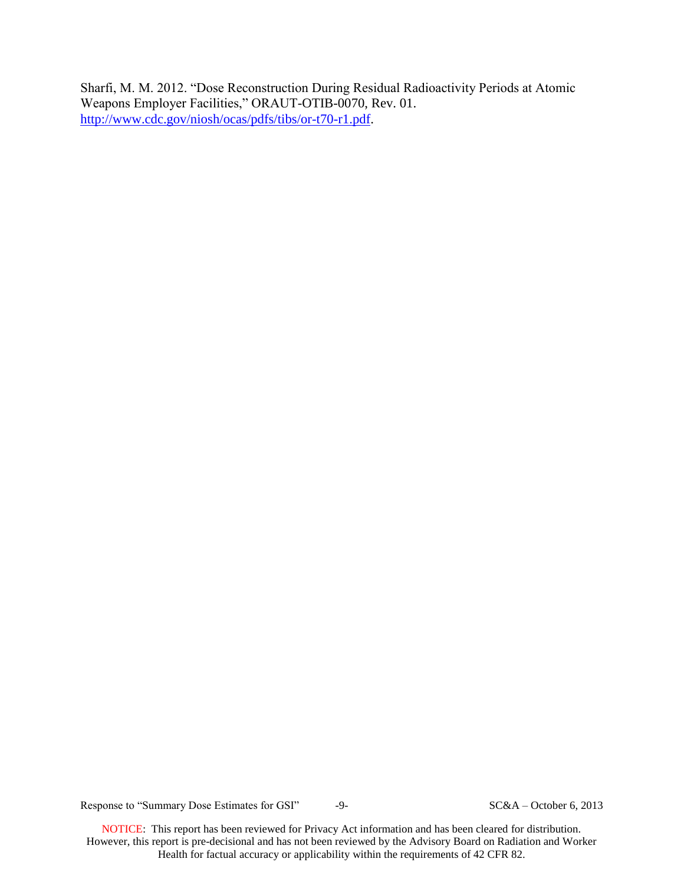Sharfi, M. M. 2012. "Dose Reconstruction During Residual Radioactivity Periods at Atomic Weapons Employer Facilities," ORAUT-OTIB-0070, Rev. 01. [http://www.cdc.gov/niosh/ocas/pdfs/tibs/or-t70-r1.pdf](http://www.cdc.gov/niosh/ocas/pdfs/tibs/or-t70-r1.pdf).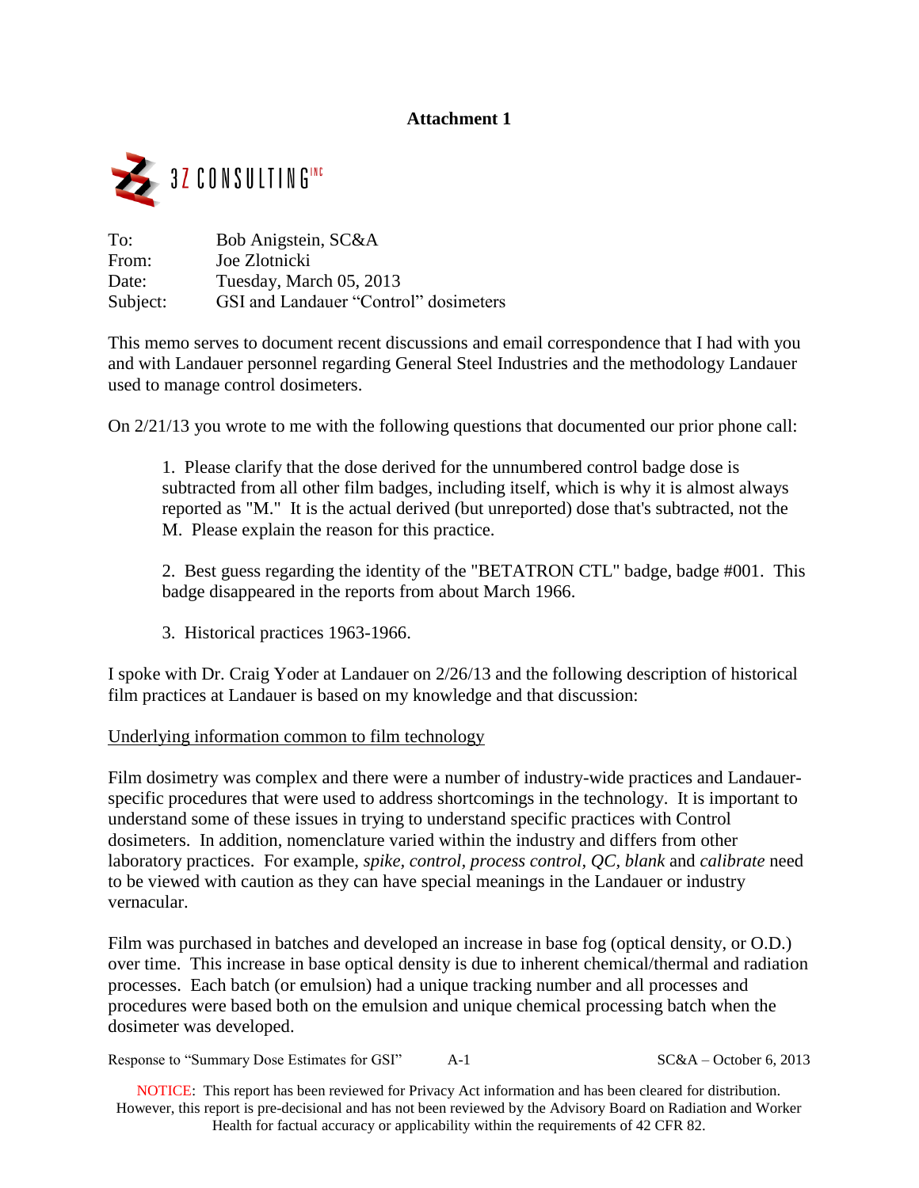**Attachment 1**

3Z CONSULTING INC

To: Bob Anigstein, SC&A
From: Joe Zlotnicki
Date: Tuesday, March 05, 2013
Subject: GSI and Landauer "Control" dosimeters

This memo serves to document recent discussions and email correspondence that I had with you and with Landauer personnel regarding General Steel Industries and the methodology Landauer used to manage control dosimeters.

On 2/21/13 you wrote to me with the following questions that documented our prior phone call:

> 1. Please clarify that the dose derived for the unnumbered control badge dose is subtracted from all other film badges, including itself, which is why it is almost always reported as "M." It is the actual derived (but unreported) dose that's subtracted, not the M. Please explain the reason for this practice.
>
> 2. Best guess regarding the identity of the "BETATRON CTL" badge, badge #001. This badge disappeared in the reports from about March 1966.
>
> 3. Historical practices 1963-1966.

I spoke with Dr. Craig Yoder at Landauer on 2/26/13 and the following description of historical film practices at Landauer is based on my knowledge and that discussion:

<u>Underlying information common to film technology</u>

Film dosimetry was complex and there were a number of industry-wide practices and Landauer-specific procedures that were used to address shortcomings in the technology. It is important to understand some of these issues in trying to understand specific practices with Control dosimeters. In addition, nomenclature varied within the industry and differs from other laboratory practices. For example, *spike*, *control*, *process control*, *QC*, *blank* and *calibrate* need to be viewed with caution as they can have special meanings in the Landauer or industry vernacular.

Film was purchased in batches and developed an increase in base fog (optical density, or O.D.) over time. This increase in base optical density is due to inherent chemical/thermal and radiation processes. Each batch (or emulsion) had a unique tracking number and all processes and procedures were based both on the emulsion and unique chemical processing batch when the dosimeter was developed.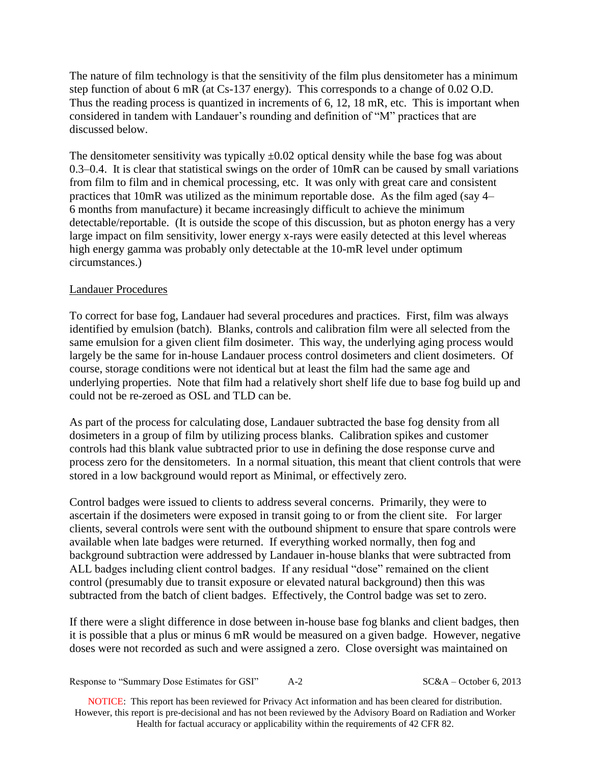The nature of film technology is that the sensitivity of the film plus densitometer has a minimum step function of about 6 mR (at Cs-137 energy). This corresponds to a change of 0.02 O.D. Thus the reading process is quantized in increments of 6, 12, 18 mR, etc. This is important when considered in tandem with Landauer's rounding and definition of "M" practices that are discussed below.

The densitometer sensitivity was typically ±0.02 optical density while the base fog was about 0.3–0.4. It is clear that statistical swings on the order of 10mR can be caused by small variations from film to film and in chemical processing, etc. It was only with great care and consistent practices that 10mR was utilized as the minimum reportable dose. As the film aged (say 4–6 months from manufacture) it became increasingly difficult to achieve the minimum detectable/reportable. (It is outside the scope of this discussion, but as photon energy has a very large impact on film sensitivity, lower energy x-rays were easily detected at this level whereas high energy gamma was probably only detectable at the 10-mR level under optimum circumstances.)

Landauer Procedures

To correct for base fog, Landauer had several procedures and practices. First, film was always identified by emulsion (batch). Blanks, controls and calibration film were all selected from the same emulsion for a given client film dosimeter. This way, the underlying aging process would largely be the same for in-house Landauer process control dosimeters and client dosimeters. Of course, storage conditions were not identical but at least the film had the same age and underlying properties. Note that film had a relatively short shelf life due to base fog build up and could not be re-zeroed as OSL and TLD can be.

As part of the process for calculating dose, Landauer subtracted the base fog density from all dosimeters in a group of film by utilizing process blanks. Calibration spikes and customer controls had this blank value subtracted prior to use in defining the dose response curve and process zero for the densitometers. In a normal situation, this meant that client controls that were stored in a low background would report as Minimal, or effectively zero.

Control badges were issued to clients to address several concerns. Primarily, they were to ascertain if the dosimeters were exposed in transit going to or from the client site. For larger clients, several controls were sent with the outbound shipment to ensure that spare controls were available when late badges were returned. If everything worked normally, then fog and background subtraction were addressed by Landauer in-house blanks that were subtracted from ALL badges including client control badges. If any residual "dose" remained on the client control (presumably due to transit exposure or elevated natural background) then this was subtracted from the batch of client badges. Effectively, the Control badge was set to zero.

If there were a slight difference in dose between in-house base fog blanks and client badges, then it is possible that a plus or minus 6 mR would be measured on a given badge. However, negative doses were not recorded as such and were assigned a zero. Close oversight was maintained on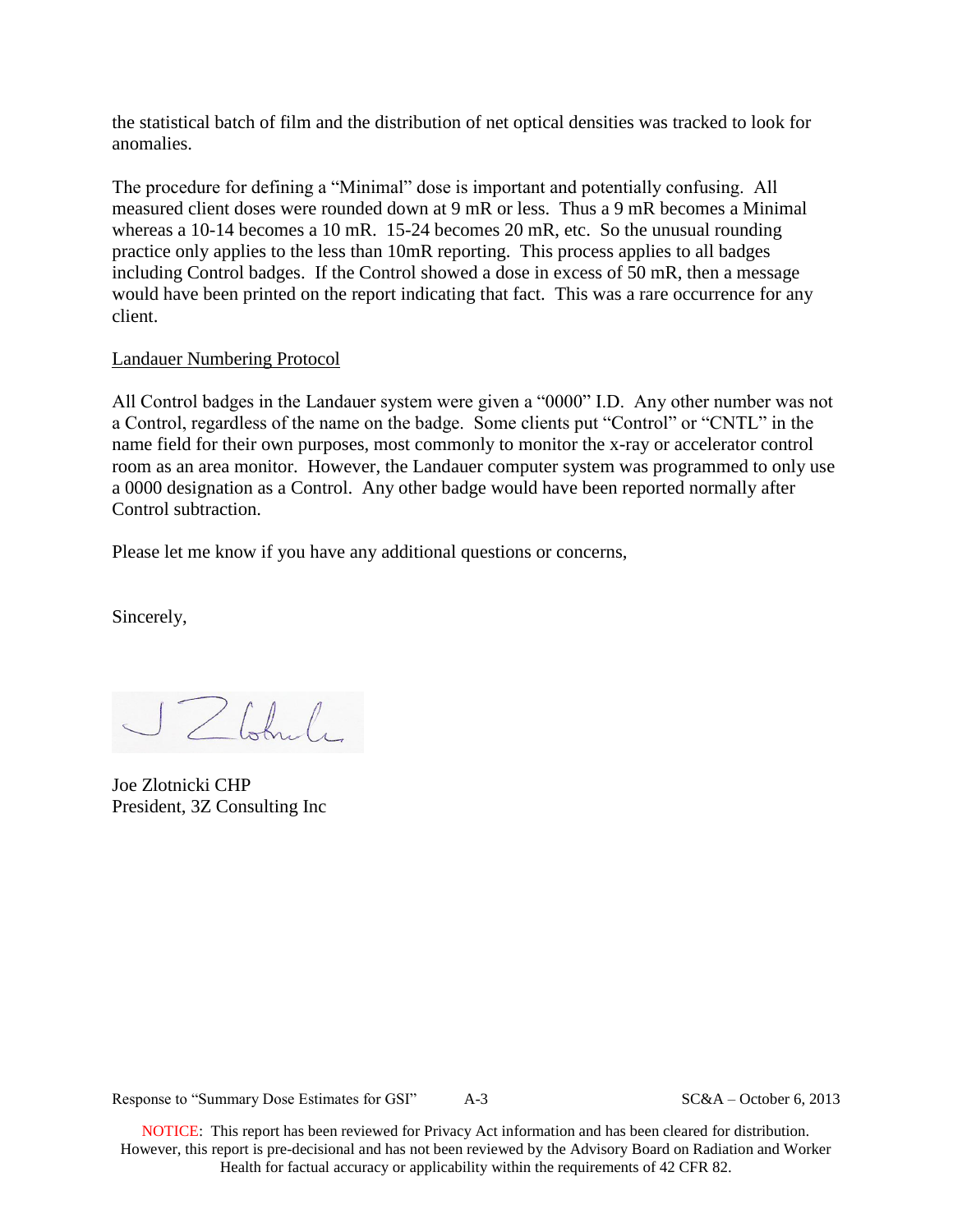the statistical batch of film and the distribution of net optical densities was tracked to look for anomalies.

The procedure for defining a "Minimal" dose is important and potentially confusing. All measured client doses were rounded down at 9 mR or less. Thus a 9 mR becomes a Minimal whereas a 10-14 becomes a 10 mR. 15-24 becomes 20 mR, etc. So the unusual rounding practice only applies to the less than 10mR reporting. This process applies to all badges including Control badges. If the Control showed a dose in excess of 50 mR, then a message would have been printed on the report indicating that fact. This was a rare occurrence for any client.

Landauer Numbering Protocol

All Control badges in the Landauer system were given a "0000" I.D. Any other number was not a Control, regardless of the name on the badge. Some clients put "Control" or "CNTL" in the name field for their own purposes, most commonly to monitor the x-ray or accelerator control room as an area monitor. However, the Landauer computer system was programmed to only use a 0000 designation as a Control. Any other badge would have been reported normally after Control subtraction.

Please let me know if you have any additional questions or concerns,

Sincerely,

Joe Zlotnicki CHP
President, 3Z Consulting Inc

NOTICE: This report has been reviewed for Privacy Act information and has been cleared for distribution. However, this report is pre-decisional and has not been reviewed by the Advisory Board on Radiation and Worker Health for factual accuracy or applicability within the requirements of 42 CFR 82.